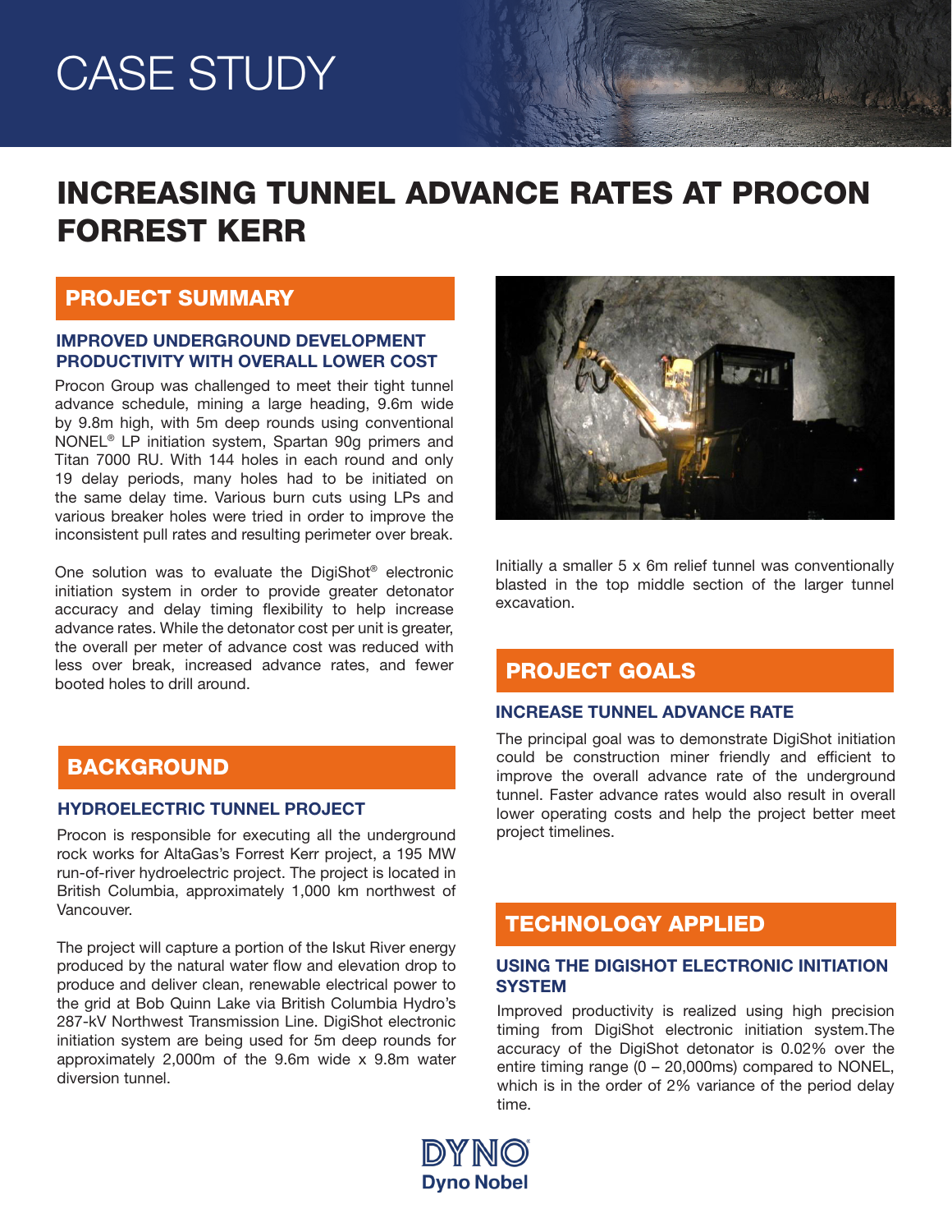# CASE STUDY

# INCREASING TUNNEL ADVANCE RATES AT PROCON FORREST KERR

## PROJECT SUMMARY

### IMPROVED UNDERGROUND DEVELOPMENT PRODUCTIVITY WITH OVERALL LOWER COST

Procon Group was challenged to meet their tight tunnel advance schedule, mining a large heading, 9.6m wide by 9.8m high, with 5m deep rounds using conventional NONEL® LP initiation system, Spartan 90g primers and Titan 7000 RU. With 144 holes in each round and only 19 delay periods, many holes had to be initiated on the same delay time. Various burn cuts using LPs and various breaker holes were tried in order to improve the inconsistent pull rates and resulting perimeter over break.

One solution was to evaluate the DigiShot® electronic initiation system in order to provide greater detonator accuracy and delay timing flexibility to help increase advance rates. While the detonator cost per unit is greater, the overall per meter of advance cost was reduced with less over break, increased advance rates, and fewer booted holes to drill around.

## BACKGROUND

### HYDROELECTRIC TUNNEL PROJECT

Procon is responsible for executing all the underground rock works for AltaGas's Forrest Kerr project, a 195 MW run-of-river hydroelectric project. The project is located in British Columbia, approximately 1,000 km northwest of Vancouver.

The project will capture a portion of the Iskut River energy produced by the natural water flow and elevation drop to produce and deliver clean, renewable electrical power to the grid at Bob Quinn Lake via British Columbia Hydro's 287-kV Northwest Transmission Line. DigiShot electronic initiation system are being used for 5m deep rounds for approximately 2,000m of the 9.6m wide x 9.8m water diversion tunnel.

Initially a smaller 5 x 6m relief tunnel was conventionally blasted in the top middle section of the larger tunnel excavation.

## PROJECT GOALS

### INCREASE TUNNEL ADVANCE RATE

The principal goal was to demonstrate DigiShot initiation could be construction miner friendly and efficient to improve the overall advance rate of the underground tunnel. Faster advance rates would also result in overall lower operating costs and help the project better meet project timelines.

## TECHNOLOGY APPLIED

### USING THE DIGISHOT ELECTRONIC INITIATION SYSTEM

Improved productivity is realized using high precision timing from DigiShot electronic initiation system.The accuracy of the DigiShot detonator is 0.02% over the entire timing range (0 – 20,000ms) compared to NONEL, which is in the order of 2% variance of the period delay time.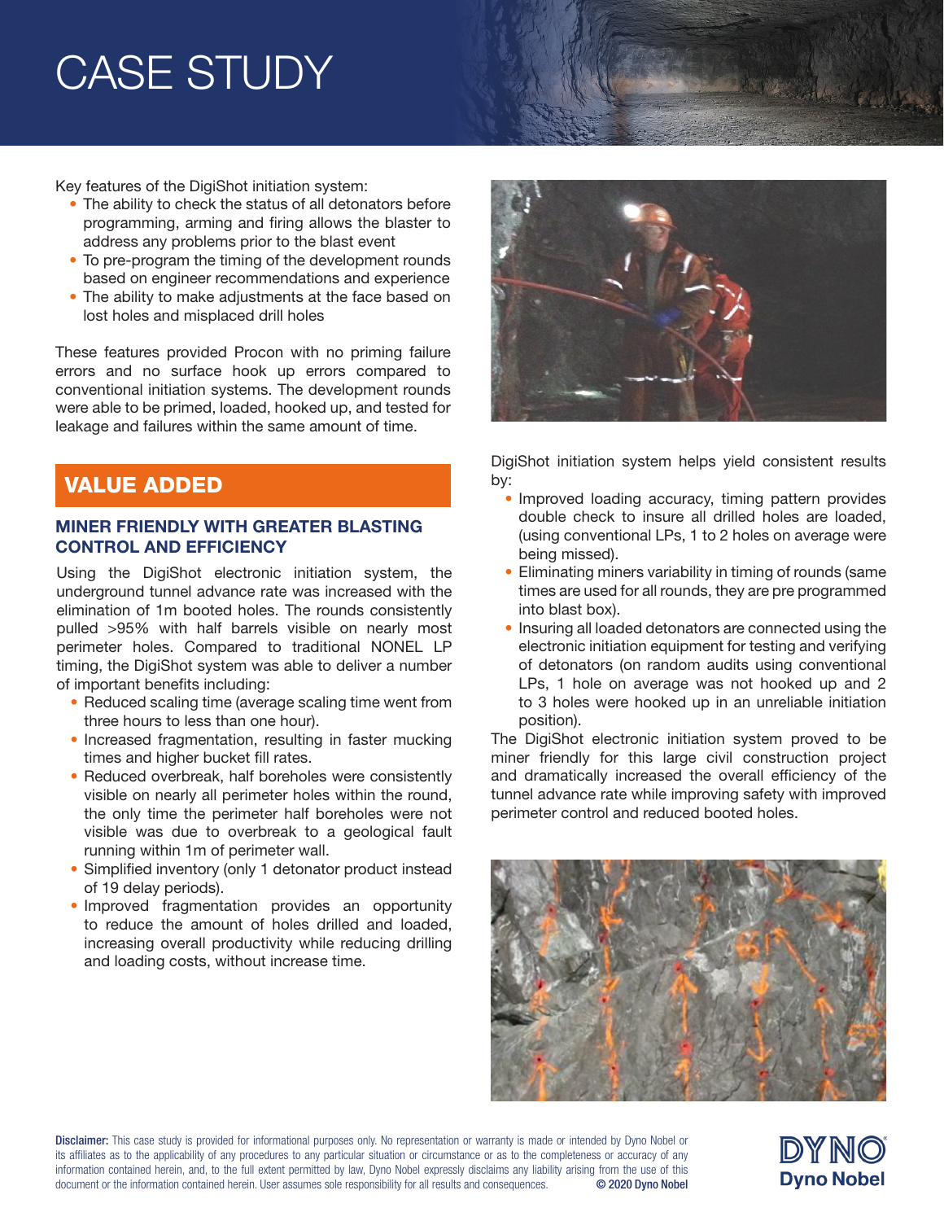# CASE STUDY

Key features of the DigiShot initiation system:

- The ability to check the status of all detonators before programming, arming and firing allows the blaster to address any problems prior to the blast event
- To pre-program the timing of the development rounds based on engineer recommendations and experience
- The ability to make adjustments at the face based on lost holes and misplaced drill holes

These features provided Procon with no priming failure errors and no surface hook up errors compared to conventional initiation systems. The development rounds were able to be primed, loaded, hooked up, and tested for leakage and failures within the same amount of time.

## VALUE ADDED

### MINER FRIENDLY WITH GREATER BLASTING CONTROL AND EFFICIENCY

Using the DigiShot electronic initiation system, the underground tunnel advance rate was increased with the elimination of 1m booted holes. The rounds consistently pulled >95% with half barrels visible on nearly most perimeter holes. Compared to traditional NONEL LP timing, the DigiShot system was able to deliver a number of important benefits including:

- Reduced scaling time (average scaling time went from three hours to less than one hour).
- Increased fragmentation, resulting in faster mucking times and higher bucket fill rates.
- Reduced overbreak, half boreholes were consistently visible on nearly all perimeter holes within the round, the only time the perimeter half boreholes were not visible was due to overbreak to a geological fault running within 1m of perimeter wall.
- Simplified inventory (only 1 detonator product instead of 19 delay periods).
- Improved fragmentation provides an opportunity to reduce the amount of holes drilled and loaded, increasing overall productivity while reducing drilling and loading costs, without increase time.

DigiShot initiation system helps yield consistent results by:

- Improved loading accuracy, timing pattern provides double check to insure all drilled holes are loaded, (using conventional LPs, 1 to 2 holes on average were being missed).
- Eliminating miners variability in timing of rounds (same times are used for all rounds, they are pre programmed into blast box).
- Insuring all loaded detonators are connected using the electronic initiation equipment for testing and verifying of detonators (on random audits using conventional LPs, 1 hole on average was not hooked up and 2 to 3 holes were hooked up in an unreliable initiation position).

The DigiShot electronic initiation system proved to be miner friendly for this large civil construction project and dramatically increased the overall efficiency of the tunnel advance rate while improving safety with improved perimeter control and reduced booted holes.

**Disclaimer:** This case study is provided for informational purposes only. No representation or warranty is made or intended by Dyno Nobel or its affiliates as to the applicability of any procedures to any particular situation or circumstance or as to the completeness or accuracy of any information contained herein, and, to the full extent permitted by law, Dyno Nobel expressly disclaims any liability arising from the use of this document or the information contained herein. User assumes sole responsibility for all results and consequences. **© 2020 Dyno Nobel**

DYNO Dyno Nobel